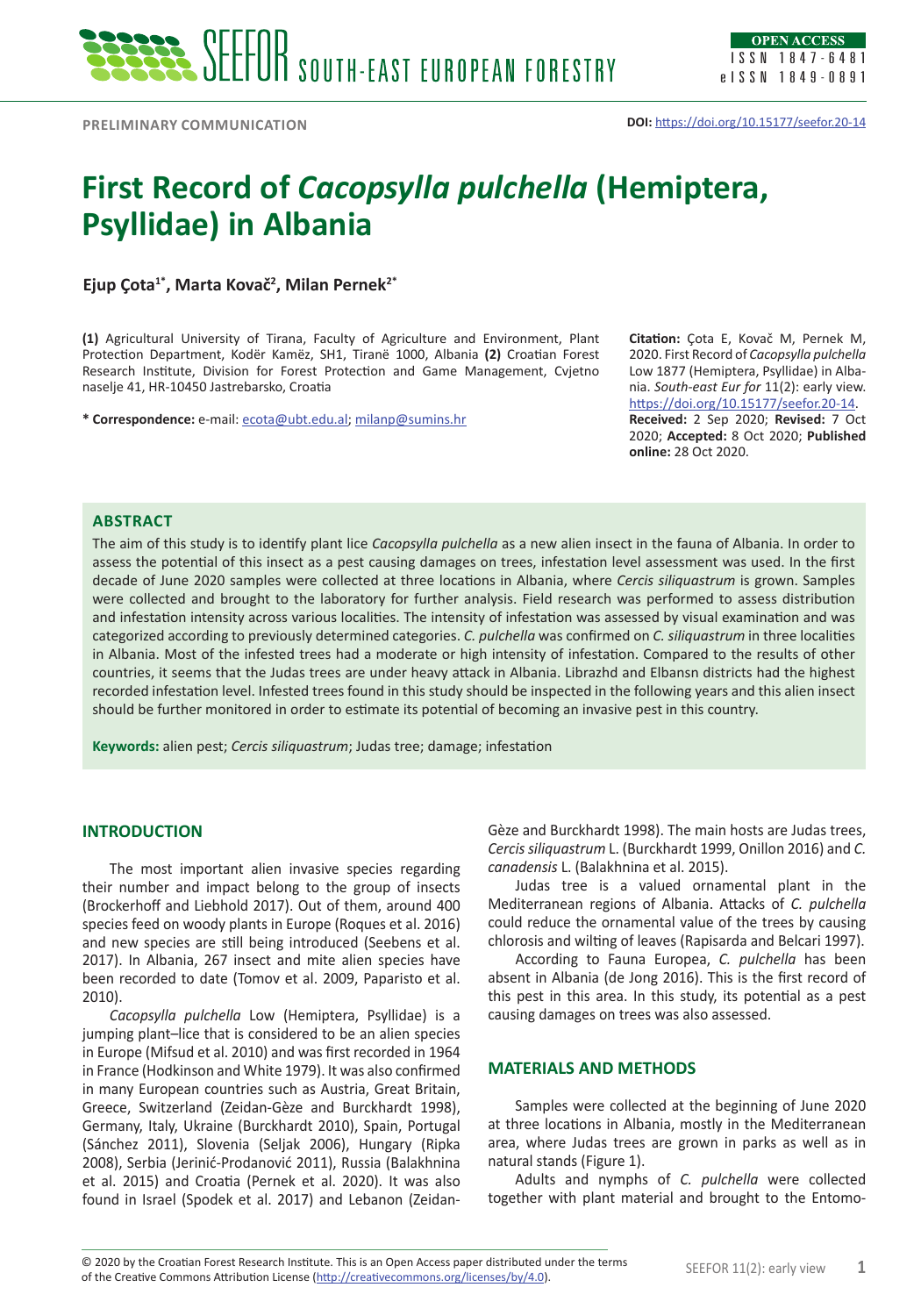PRELIMINARY COMMUNICATION

**DOI:** https://doi.org/10.15177/seefor.20-14

# First Record of *Cacopsylla pulchella* (Hemiptera, Psyllidae) in Albania

**Ejup Çota[1*], Marta Kovač[2], Milan Pernek[2*]**

**(1)** Agricultural University of Tirana, Faculty of Agriculture and Environment, Plant Protection Department, Kodër Kamëz, SH1, Tiranë 1000, Albania **(2)** Croatian Forest Research Institute, Division for Forest Protection and Game Management, Cvjetno naselje 41, HR-10450 Jastrebarsko, Croatia

**\* Correspondence:** e-mail: ecota@ubt.edu.al; milanp@sumins.hr

**Citation:** Çota E, Kovač M, Pernek M, 2020. First Record of *Cacopsylla pulchella* Low 1877 (Hemiptera, Psyllidae) in Albania. *South-east Eur for* 11(2): early view. https://doi.org/10.15177/seefor.20-14.

**Received:** 2 Sep 2020; **Revised:** 7 Oct 2020; **Accepted:** 8 Oct 2020; **Published online:** 28 Oct 2020.

## ABSTRACT

The aim of this study is to identify plant lice *Cacopsylla pulchella* as a new alien insect in the fauna of Albania. In order to assess the potential of this insect as a pest causing damages on trees, infestation level assessment was used. In the first decade of June 2020 samples were collected at three locations in Albania, where *Cercis siliquastrum* is grown. Samples were collected and brought to the laboratory for further analysis. Field research was performed to assess distribution and infestation intensity across various localities. The intensity of infestation was assessed by visual examination and was categorized according to previously determined categories. *C. pulchella* was confirmed on *C. siliquastrum* in three localities in Albania. Most of the infested trees had a moderate or high intensity of infestation. Compared to the results of other countries, it seems that the Judas trees are under heavy attack in Albania. Librazhd and Elbansn districts had the highest recorded infestation level. Infested trees found in this study should be inspected in the following years and this alien insect should be further monitored in order to estimate its potential of becoming an invasive pest in this country.

**Keywords:** alien pest; *Cercis siliquastrum*; Judas tree; damage; infestation

## INTRODUCTION

The most important alien invasive species regarding their number and impact belong to the group of insects (Brockerhoff and Liebhold 2017). Out of them, around 400 species feed on woody plants in Europe (Roques et al. 2016) and new species are still being introduced (Seebens et al. 2017). In Albania, 267 insect and mite alien species have been recorded to date (Tomov et al. 2009, Paparisto et al. 2010).

*Cacopsylla pulchella* Low (Hemiptera, Psyllidae) is a jumping plant–lice that is considered to be an alien species in Europe (Mifsud et al. 2010) and was first recorded in 1964 in France (Hodkinson and White 1979). It was also confirmed in many European countries such as Austria, Great Britain, Greece, Switzerland (Zeidan-Gèze and Burckhardt 1998), Germany, Italy, Ukraine (Burckhardt 2010), Spain, Portugal (Sánchez 2011), Slovenia (Seljak 2006), Hungary (Ripka 2008), Serbia (Jerinić-Prodanović 2011), Russia (Balakhnina et al. 2015) and Croatia (Pernek et al. 2020). It was also found in Israel (Spodek et al. 2017) and Lebanon (Zeidan-Gèze and Burckhardt 1998). The main hosts are Judas trees, *Cercis siliquastrum* L. (Burckhardt 1999, Onillon 2016) and *C. canadensis* L. (Balakhnina et al. 2015).

Judas tree is a valued ornamental plant in the Mediterranean regions of Albania. Attacks of *C. pulchella* could reduce the ornamental value of the trees by causing chlorosis and wilting of leaves (Rapisarda and Belcari 1997).

According to Fauna Europea, *C. pulchella* has been absent in Albania (de Jong 2016). This is the first record of this pest in this area. In this study, its potential as a pest causing damages on trees was also assessed.

## MATERIALS AND METHODS

Samples were collected at the beginning of June 2020 at three locations in Albania, mostly in the Mediterranean area, where Judas trees are grown in parks as well as in natural stands (Figure 1).

Adults and nymphs of *C. pulchella* were collected together with plant material and brought to the Entomo-

© 2020 by the Croatian Forest Research Institute. This is an Open Access paper distributed under the terms of the Creative Commons Attribution License (http://creativecommons.org/licenses/by/4.0).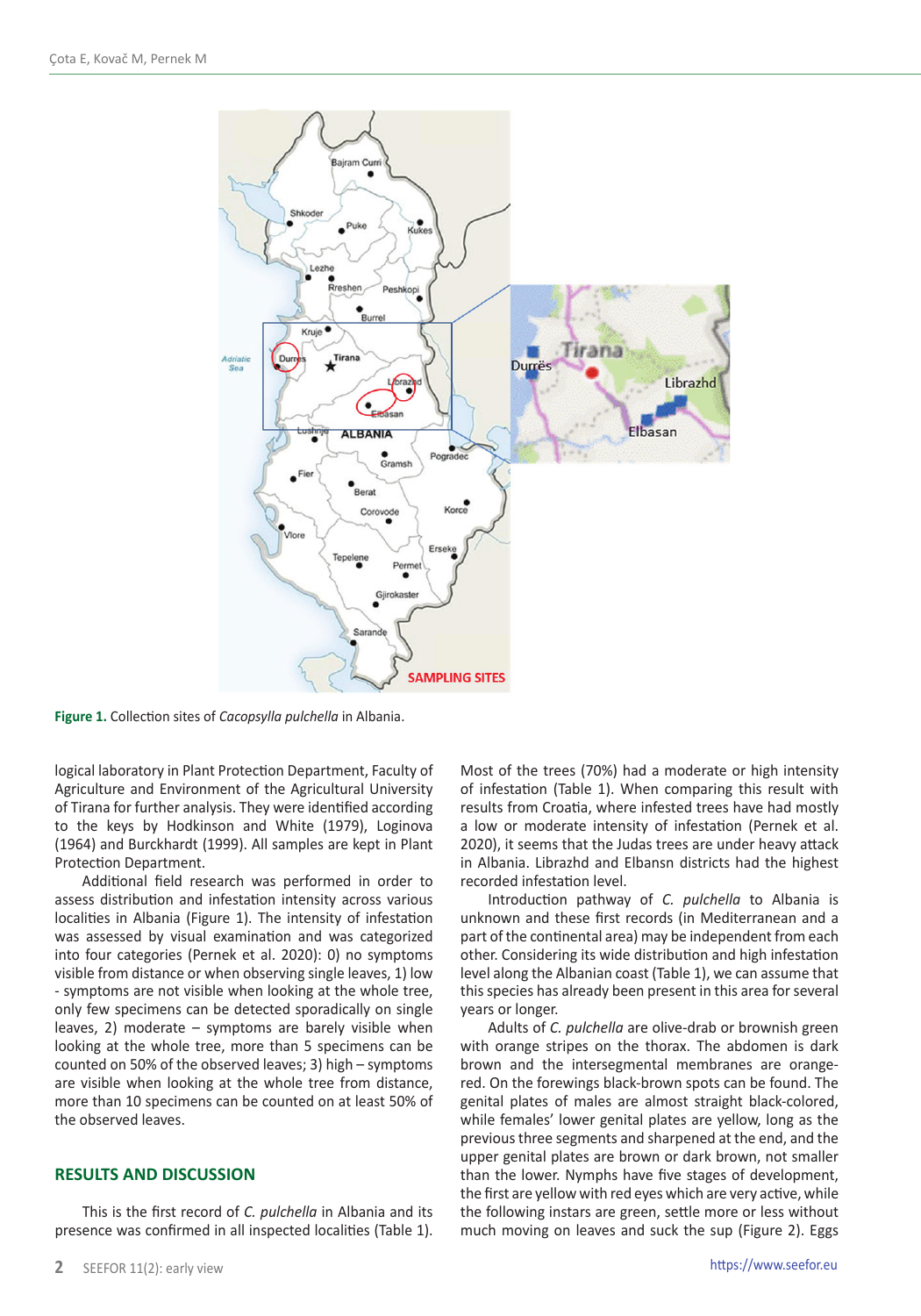Figure 1. Collection sites of *Cacopsylla pulchella* in Albania.

logical laboratory in Plant Protection Department, Faculty of Agriculture and Environment of the Agricultural University of Tirana for further analysis. They were identified according to the keys by Hodkinson and White (1979), Loginova (1964) and Burckhardt (1999). All samples are kept in Plant Protection Department.

Additional field research was performed in order to assess distribution and infestation intensity across various localities in Albania (Figure 1). The intensity of infestation was assessed by visual examination and was categorized into four categories (Pernek et al. 2020): 0) no symptoms visible from distance or when observing single leaves, 1) low - symptoms are not visible when looking at the whole tree, only few specimens can be detected sporadically on single leaves, 2) moderate – symptoms are barely visible when looking at the whole tree, more than 5 specimens can be counted on 50% of the observed leaves; 3) high – symptoms are visible when looking at the whole tree from distance, more than 10 specimens can be counted on at least 50% of the observed leaves.

## RESULTS AND DISCUSSION

This is the first record of *C. pulchella* in Albania and its presence was confirmed in all inspected localities (Table 1). Most of the trees (70%) had a moderate or high intensity of infestation (Table 1). When comparing this result with results from Croatia, where infested trees have had mostly a low or moderate intensity of infestation (Pernek et al. 2020), it seems that the Judas trees are under heavy attack in Albania. Librazhd and Elbansn districts had the highest recorded infestation level.

Introduction pathway of *C. pulchella* to Albania is unknown and these first records (in Mediterranean and a part of the continental area) may be independent from each other. Considering its wide distribution and high infestation level along the Albanian coast (Table 1), we can assume that this species has already been present in this area for several years or longer.

Adults of *C. pulchella* are olive-drab or brownish green with orange stripes on the thorax. The abdomen is dark brown and the intersegmental membranes are orange-red. On the forewings black-brown spots can be found. The genital plates of males are almost straight black-colored, while females' lower genital plates are yellow, long as the previous three segments and sharpened at the end, and the upper genital plates are brown or dark brown, not smaller than the lower. Nymphs have five stages of development, the first are yellow with red eyes which are very active, while the following instars are green, settle more or less without much moving on leaves and suck the sup (Figure 2). Eggs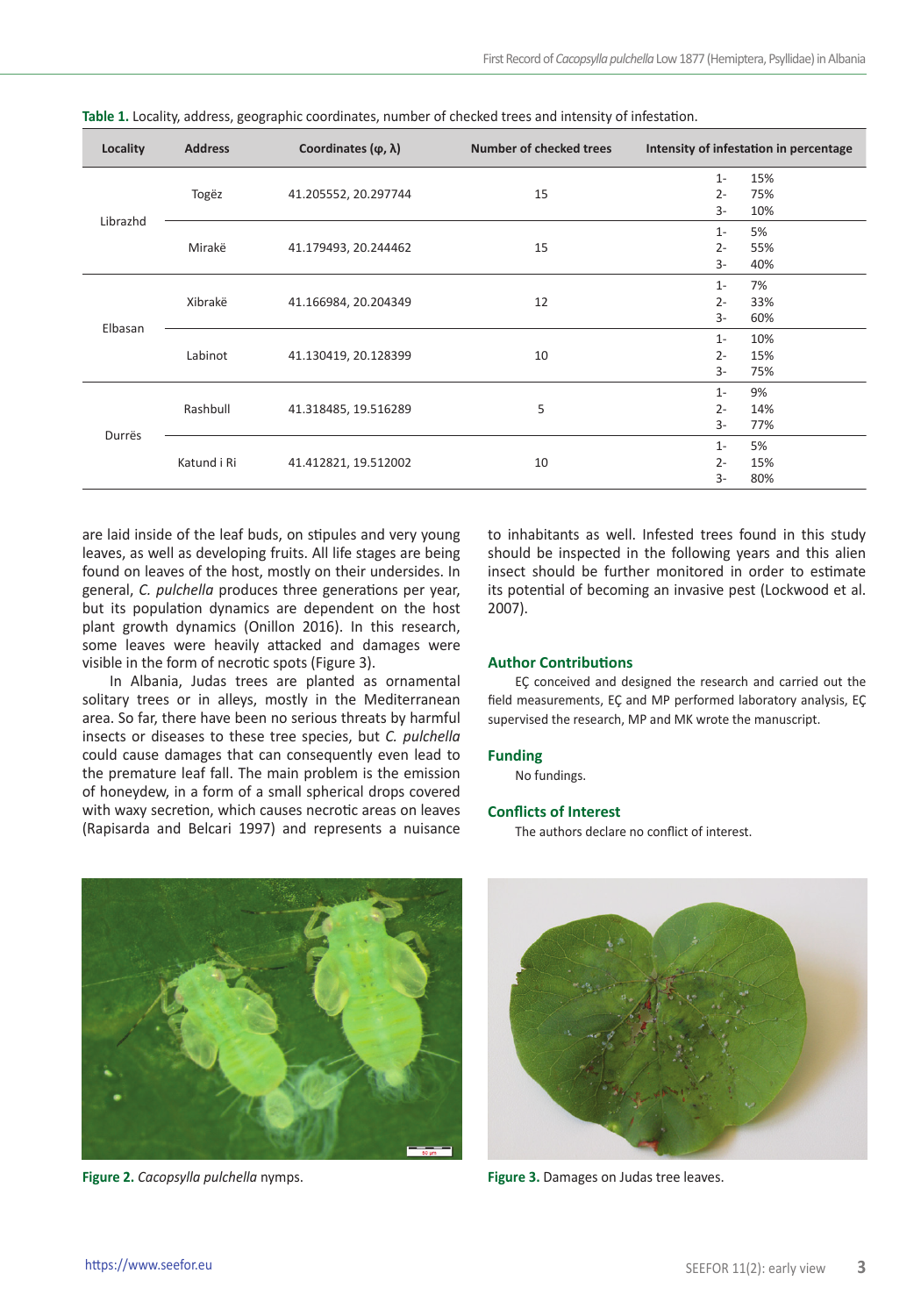**Table 1.** Locality, address, geographic coordinates, number of checked trees and intensity of infestation.

| Locality | Address | Coordinates (φ, λ) | Number of checked trees | Intensity of infestation in percentage |
|---|---|---|---|---|
| Librazhd | Togëz | 41.205552, 20.297744 | 15 | 1- 15%<br>2- 75%<br>3- 10% |
| | Mirakë | 41.179493, 20.244462 | 15 | 1- 5%<br>2- 55%<br>3- 40% |
| Elbasan | Xibrakë | 41.166984, 20.204349 | 12 | 1- 7%<br>2- 33%<br>3- 60% |
| | Labinot | 41.130419, 20.128399 | 10 | 1- 10%<br>2- 15%<br>3- 75% |
| Durrës | Rashbull | 41.318485, 19.516289 | 5 | 1- 9%<br>2- 14%<br>3- 77% |
| | Katund i Ri | 41.412821, 19.512002 | 10 | 1- 5%<br>2- 15%<br>3- 80% |

are laid inside of the leaf buds, on stipules and very young leaves, as well as developing fruits. All life stages are being found on leaves of the host, mostly on their undersides. In general, *C. pulchella* produces three generations per year, but its population dynamics are dependent on the host plant growth dynamics (Onillon 2016). In this research, some leaves were heavily attacked and damages were visible in the form of necrotic spots (Figure 3).

In Albania, Judas trees are planted as ornamental solitary trees or in alleys, mostly in the Mediterranean area. So far, there have been no serious threats by harmful insects or diseases to these tree species, but *C. pulchella* could cause damages that can consequently even lead to the premature leaf fall. The main problem is the emission of honeydew, in a form of a small spherical drops covered with waxy secretion, which causes necrotic areas on leaves (Rapisarda and Belcari 1997) and represents a nuisance to inhabitants as well. Infested trees found in this study should be inspected in the following years and this alien insect should be further monitored in order to estimate its potential of becoming an invasive pest (Lockwood et al. 2007).

## Author Contributions

EÇ conceived and designed the research and carried out the field measurements, EÇ and MP performed laboratory analysis, EÇ supervised the research, MP and MK wrote the manuscript.

## Funding

No fundings.

## Conflicts of Interest

The authors declare no conflict of interest.

**Figure 2.** *Cacopsylla pulchella* nymps.

**Figure 3.** Damages on Judas tree leaves.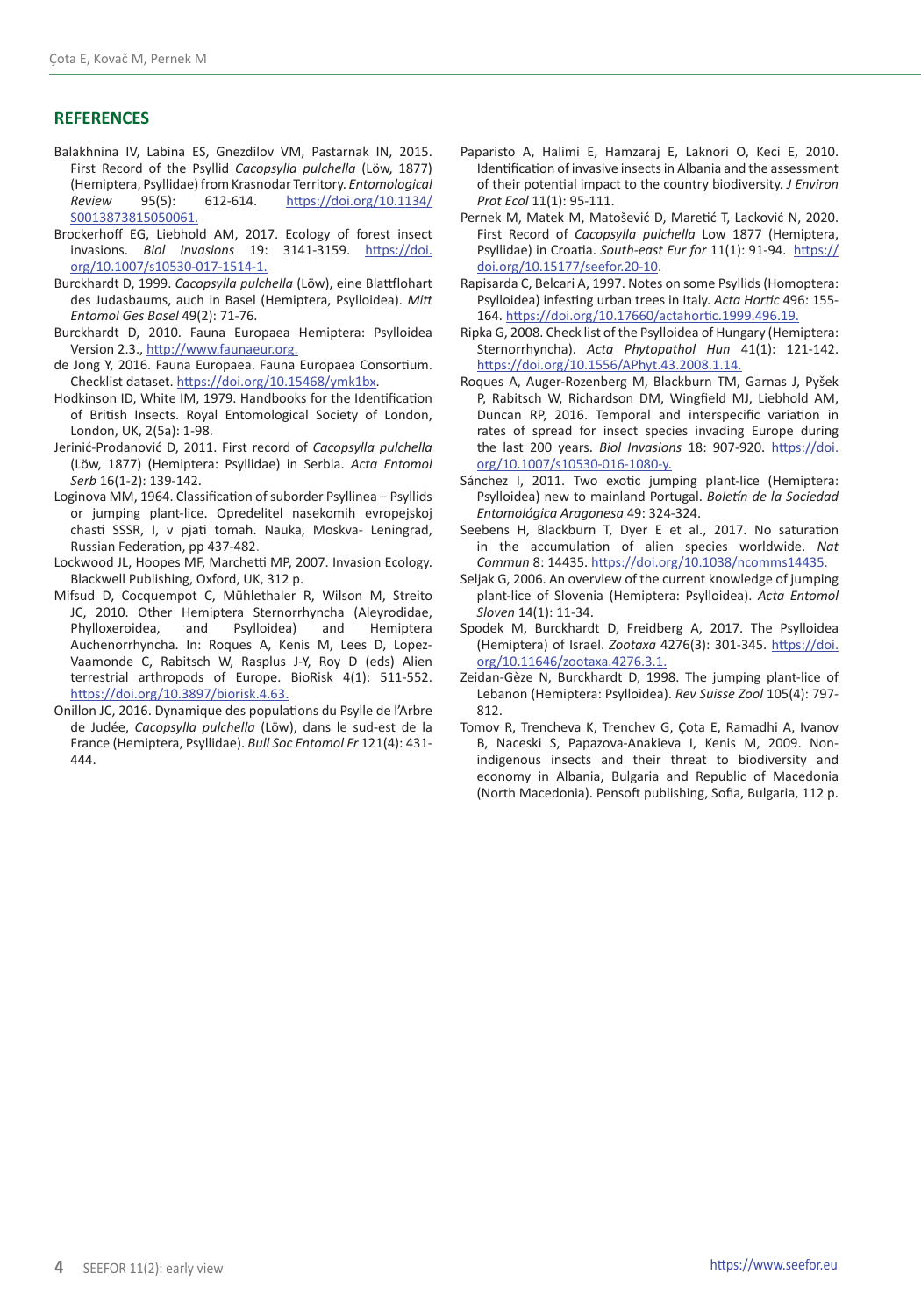## REFERENCES

Balakhnina IV, Labina ES, Gnezdilov VM, Pastarnak IN, 2015. First Record of the Psyllid *Cacopsylla pulchella* (Löw, 1877) (Hemiptera, Psyllidae) from Krasnodar Territory. *Entomological Review* 95(5): 612-614. https://doi.org/10.1134/S0013873815050061.

Brockerhoff EG, Liebhold AM, 2017. Ecology of forest insect invasions. *Biol Invasions* 19: 3141-3159. https://doi.org/10.1007/s10530-017-1514-1.

Burckhardt D, 1999. *Cacopsylla pulchella* (Löw), eine Blattflohart des Judasbaums, auch in Basel (Hemiptera, Psylloidea). *Mitt Entomol Ges Basel* 49(2): 71-76.

Burckhardt D, 2010. Fauna Europaea Hemiptera: Psylloidea Version 2.3., http://www.faunaeur.org.

de Jong Y, 2016. Fauna Europaea. Fauna Europaea Consortium. Checklist dataset. https://doi.org/10.15468/ymk1bx.

Hodkinson ID, White IM, 1979. Handbooks for the Identification of British Insects. Royal Entomological Society of London, London, UK, 2(5a): 1-98.

Jerinić-Prodanović D, 2011. First record of *Cacopsylla pulchella* (Löw, 1877) (Hemiptera: Psyllidae) in Serbia. *Acta Entomol Serb* 16(1-2): 139-142.

Loginova MM, 1964. Classification of suborder Psyllinea – Psyllids or jumping plant-lice. Opredelitel nasekomih evropejskoj chasti SSSR, I, v pjati tomah. Nauka, Moskva- Leningrad, Russian Federation, pp 437-482.

Lockwood JL, Hoopes MF, Marchetti MP, 2007. Invasion Ecology. Blackwell Publishing, Oxford, UK, 312 p.

Mifsud D, Cocquempot C, Mühlethaler R, Wilson M, Streito JC, 2010. Other Hemiptera Sternorrhyncha (Aleyrodidae, Phylloxeroidea, and Psylloidea) and Hemiptera Auchenorrhyncha. In: Roques A, Kenis M, Lees D, Lopez-Vaamonde C, Rabitsch W, Rasplus J-Y, Roy D (eds) Alien terrestrial arthropods of Europe. BioRisk 4(1): 511-552. https://doi.org/10.3897/biorisk.4.63.

Onillon JC, 2016. Dynamique des populations du Psylle de l'Arbre de Judée, *Cacopsylla pulchella* (Löw), dans le sud-est de la France (Hemiptera, Psyllidae). *Bull Soc Entomol Fr* 121(4): 431-444.

Paparisto A, Halimi E, Hamzaraj E, Laknori O, Keci E, 2010. Identification of invasive insects in Albania and the assessment of their potential impact to the country biodiversity. *J Environ Prot Ecol* 11(1): 95-111.

Pernek M, Matek M, Matošević D, Maretić T, Lacković N, 2020. First Record of *Cacopsylla pulchella* Low 1877 (Hemiptera, Psyllidae) in Croatia. *South-east Eur for* 11(1): 91-94. https://doi.org/10.15177/seefor.20-10.

Rapisarda C, Belcari A, 1997. Notes on some Psyllids (Homoptera: Psylloidea) infesting urban trees in Italy. *Acta Hortic* 496: 155-164. https://doi.org/10.17660/actahortic.1999.496.19.

Ripka G, 2008. Check list of the Psylloidea of Hungary (Hemiptera: Sternorrhyncha). *Acta Phytopathol Hun* 41(1): 121-142. https://doi.org/10.1556/APhyt.43.2008.1.14.

Roques A, Auger-Rozenberg M, Blackburn TM, Garnas J, Pyšek P, Rabitsch W, Richardson DM, Wingfield MJ, Liebhold AM, Duncan RP, 2016. Temporal and interspecific variation in rates of spread for insect species invading Europe during the last 200 years. *Biol Invasions* 18: 907-920. https://doi.org/10.1007/s10530-016-1080-y.

Sánchez I, 2011. Two exotic jumping plant-lice (Hemiptera: Psylloidea) new to mainland Portugal. *Boletín de la Sociedad Entomológica Aragonesa* 49: 324-324.

Seebens H, Blackburn T, Dyer E et al., 2017. No saturation in the accumulation of alien species worldwide. *Nat Commun* 8: 14435. https://doi.org/10.1038/ncomms14435.

Seljak G, 2006. An overview of the current knowledge of jumping plant-lice of Slovenia (Hemiptera: Psylloidea). *Acta Entomol Sloven* 14(1): 11-34.

Spodek M, Burckhardt D, Freidberg A, 2017. The Psylloidea (Hemiptera) of Israel. *Zootaxa* 4276(3): 301-345. https://doi.org/10.11646/zootaxa.4276.3.1.

Zeidan-Gèze N, Burckhardt D, 1998. The jumping plant-lice of Lebanon (Hemiptera: Psylloidea). *Rev Suisse Zool* 105(4): 797-812.

Tomov R, Trencheva K, Trenchev G, Çota E, Ramadhi A, Ivanov B, Naceski S, Papazova-Anakieva I, Kenis M, 2009. Non-indigenous insects and their threat to biodiversity and economy in Albania, Bulgaria and Republic of Macedonia (North Macedonia). Pensoft publishing, Sofia, Bulgaria, 112 p.